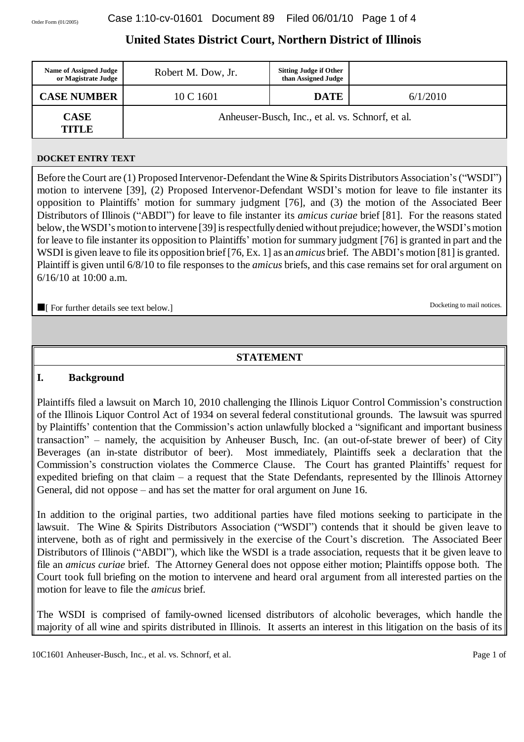# United States District Court, Northern District of Illinois

| | | | |
|---|---|---|---|
| **Name of Assigned Judge or Magistrate Judge** | Robert M. Dow, Jr. | **Sitting Judge if Other than Assigned Judge** | |
| **CASE NUMBER** | 10 C 1601 | **DATE** | 6/1/2010 |
| **CASE TITLE** | Anheuser-Busch, Inc., et al. vs. Schnorf, et al. | | |

**DOCKET ENTRY TEXT**

Before the Court are (1) Proposed Intervenor-Defendant the Wine & Spirits Distributors Association's ("WSDI") motion to intervene [39], (2) Proposed Intervenor-Defendant WSDI's motion for leave to file instanter its opposition to Plaintiffs' motion for summary judgment [76], and (3) the motion of the Associated Beer Distributors of Illinois ("ABDI") for leave to file instanter its *amicus curiae* brief [81]. For the reasons stated below, the WSDI's motion to intervene [39] is respectfully denied without prejudice; however, the WSDI's motion for leave to file instanter its opposition to Plaintiffs' motion for summary judgment [76] is granted in part and the WSDI is given leave to file its opposition brief [76, Ex. 1] as an *amicus* brief. The ABDI's motion [81] is granted. Plaintiff is given until 6/8/10 to file responses to the *amicus* briefs, and this case remains set for oral argument on 6/16/10 at 10:00 a.m.

■[ For further details see text below.] Docketing to mail notices.

## STATEMENT

### I. Background

Plaintiffs filed a lawsuit on March 10, 2010 challenging the Illinois Liquor Control Commission's construction of the Illinois Liquor Control Act of 1934 on several federal constitutional grounds. The lawsuit was spurred by Plaintiffs' contention that the Commission's action unlawfully blocked a "significant and important business transaction" – namely, the acquisition by Anheuser Busch, Inc. (an out-of-state brewer of beer) of City Beverages (an in-state distributor of beer). Most immediately, Plaintiffs seek a declaration that the Commission's construction violates the Commerce Clause. The Court has granted Plaintiffs' request for expedited briefing on that claim – a request that the State Defendants, represented by the Illinois Attorney General, did not oppose – and has set the matter for oral argument on June 16.

In addition to the original parties, two additional parties have filed motions seeking to participate in the lawsuit. The Wine & Spirits Distributors Association ("WSDI") contends that it should be given leave to intervene, both as of right and permissively in the exercise of the Court's discretion. The Associated Beer Distributors of Illinois ("ABDI"), which like the WSDI is a trade association, requests that it be given leave to file an *amicus curiae* brief. The Attorney General does not oppose either motion; Plaintiffs oppose both. The Court took full briefing on the motion to intervene and heard oral argument from all interested parties on the motion for leave to file the *amicus* brief.

The WSDI is comprised of family-owned licensed distributors of alcoholic beverages, which handle the majority of all wine and spirits distributed in Illinois. It asserts an interest in this litigation on the basis of its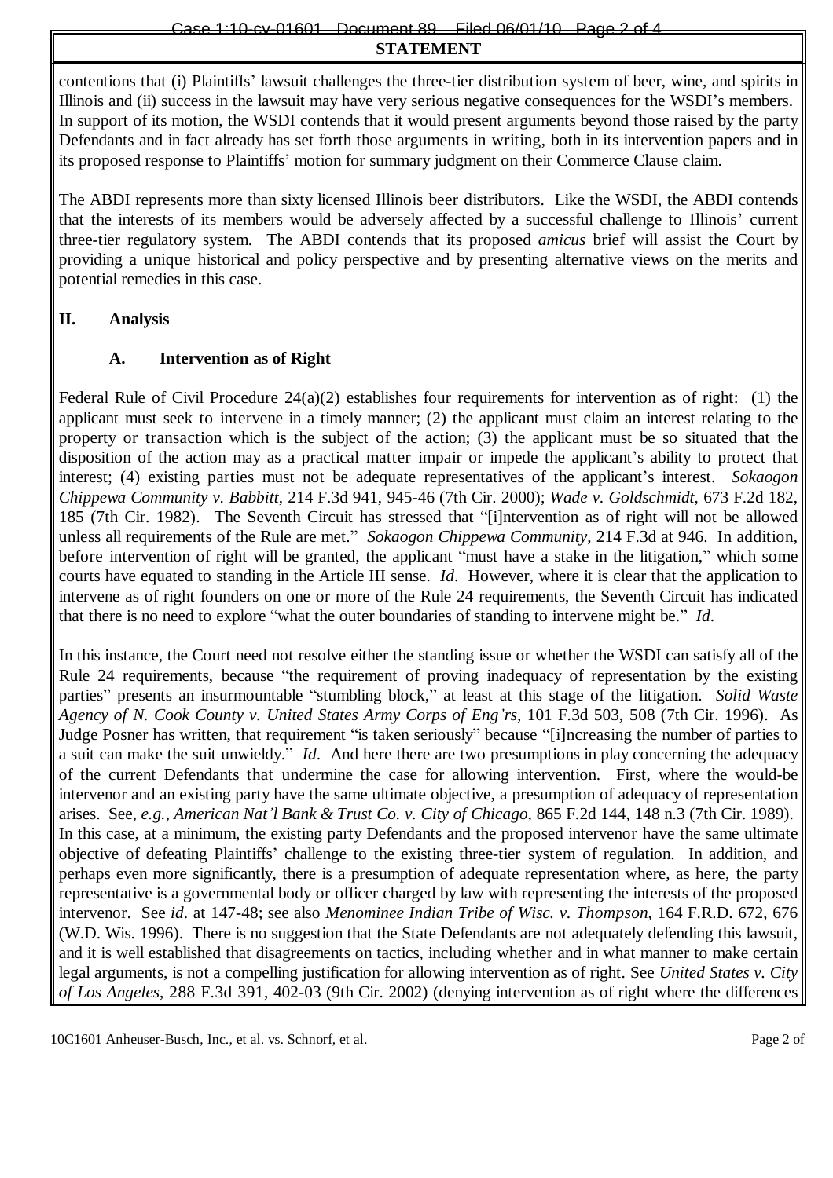**STATEMENT**

contentions that (i) Plaintiffs' lawsuit challenges the three-tier distribution system of beer, wine, and spirits in Illinois and (ii) success in the lawsuit may have very serious negative consequences for the WSDI's members. In support of its motion, the WSDI contends that it would present arguments beyond those raised by the party Defendants and in fact already has set forth those arguments in writing, both in its intervention papers and in its proposed response to Plaintiffs' motion for summary judgment on their Commerce Clause claim.

The ABDI represents more than sixty licensed Illinois beer distributors. Like the WSDI, the ABDI contends that the interests of its members would be adversely affected by a successful challenge to Illinois' current three-tier regulatory system. The ABDI contends that its proposed *amicus* brief will assist the Court by providing a unique historical and policy perspective and by presenting alternative views on the merits and potential remedies in this case.

## II. Analysis

### A. Intervention as of Right

Federal Rule of Civil Procedure 24(a)(2) establishes four requirements for intervention as of right: (1) the applicant must seek to intervene in a timely manner; (2) the applicant must claim an interest relating to the property or transaction which is the subject of the action; (3) the applicant must be so situated that the disposition of the action may as a practical matter impair or impede the applicant's ability to protect that interest; (4) existing parties must not be adequate representatives of the applicant's interest. *Sokaogon Chippewa Community v. Babbitt*, 214 F.3d 941, 945-46 (7th Cir. 2000); *Wade v. Goldschmidt*, 673 F.2d 182, 185 (7th Cir. 1982). The Seventh Circuit has stressed that "[i]ntervention as of right will not be allowed unless all requirements of the Rule are met." *Sokaogon Chippewa Community*, 214 F.3d at 946. In addition, before intervention of right will be granted, the applicant "must have a stake in the litigation," which some courts have equated to standing in the Article III sense. *Id*. However, where it is clear that the application to intervene as of right founders on one or more of the Rule 24 requirements, the Seventh Circuit has indicated that there is no need to explore "what the outer boundaries of standing to intervene might be." *Id*.

In this instance, the Court need not resolve either the standing issue or whether the WSDI can satisfy all of the Rule 24 requirements, because "the requirement of proving inadequacy of representation by the existing parties" presents an insurmountable "stumbling block," at least at this stage of the litigation. *Solid Waste Agency of N. Cook County v. United States Army Corps of Eng'rs*, 101 F.3d 503, 508 (7th Cir. 1996). As Judge Posner has written, that requirement "is taken seriously" because "[i]ncreasing the number of parties to a suit can make the suit unwieldy." *Id*. And here there are two presumptions in play concerning the adequacy of the current Defendants that undermine the case for allowing intervention. First, where the would-be intervenor and an existing party have the same ultimate objective, a presumption of adequacy of representation arises. See, *e.g.*, *American Nat'l Bank & Trust Co. v. City of Chicago*, 865 F.2d 144, 148 n.3 (7th Cir. 1989). In this case, at a minimum, the existing party Defendants and the proposed intervenor have the same ultimate objective of defeating Plaintiffs' challenge to the existing three-tier system of regulation. In addition, and perhaps even more significantly, there is a presumption of adequate representation where, as here, the party representative is a governmental body or officer charged by law with representing the interests of the proposed intervenor. See *id*. at 147-48; see also *Menominee Indian Tribe of Wisc. v. Thompson*, 164 F.R.D. 672, 676 (W.D. Wis. 1996). There is no suggestion that the State Defendants are not adequately defending this lawsuit, and it is well established that disagreements on tactics, including whether and in what manner to make certain legal arguments, is not a compelling justification for allowing intervention as of right. See *United States v. City of Los Angeles*, 288 F.3d 391, 402-03 (9th Cir. 2002) (denying intervention as of right where the differences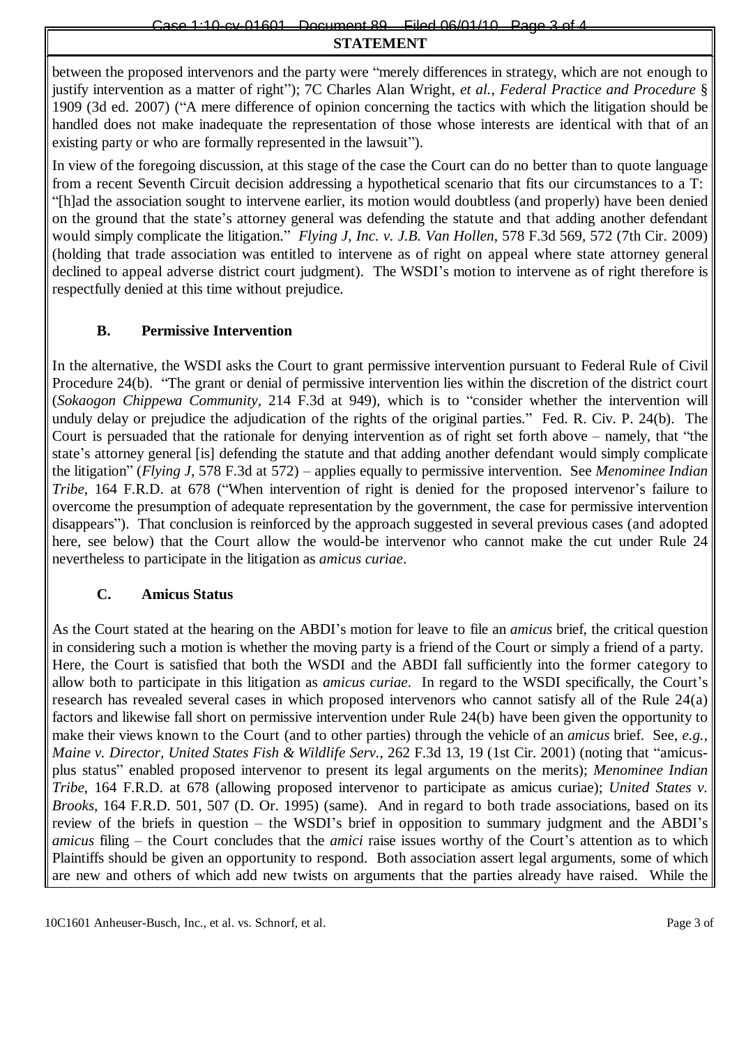**STATEMENT**

between the proposed intervenors and the party were "merely differences in strategy, which are not enough to justify intervention as a matter of right"); 7C Charles Alan Wright, *et al.*, *Federal Practice and Procedure* § 1909 (3d ed. 2007) ("A mere difference of opinion concerning the tactics with which the litigation should be handled does not make inadequate the representation of those whose interests are identical with that of an existing party or who are formally represented in the lawsuit").

In view of the foregoing discussion, at this stage of the case the Court can do no better than to quote language from a recent Seventh Circuit decision addressing a hypothetical scenario that fits our circumstances to a T: "[h]ad the association sought to intervene earlier, its motion would doubtless (and properly) have been denied on the ground that the state's attorney general was defending the statute and that adding another defendant would simply complicate the litigation." *Flying J, Inc. v. J.B. Van Hollen*, 578 F.3d 569, 572 (7th Cir. 2009) (holding that trade association was entitled to intervene as of right on appeal where state attorney general declined to appeal adverse district court judgment). The WSDI's motion to intervene as of right therefore is respectfully denied at this time without prejudice.

### B. Permissive Intervention

In the alternative, the WSDI asks the Court to grant permissive intervention pursuant to Federal Rule of Civil Procedure 24(b). "The grant or denial of permissive intervention lies within the discretion of the district court (*Sokaogon Chippewa Community*, 214 F.3d at 949), which is to "consider whether the intervention will unduly delay or prejudice the adjudication of the rights of the original parties." Fed. R. Civ. P. 24(b). The Court is persuaded that the rationale for denying intervention as of right set forth above – namely, that "the state's attorney general [is] defending the statute and that adding another defendant would simply complicate the litigation" (*Flying J*, 578 F.3d at 572) – applies equally to permissive intervention. See *Menominee Indian Tribe*, 164 F.R.D. at 678 ("When intervention of right is denied for the proposed intervenor's failure to overcome the presumption of adequate representation by the government, the case for permissive intervention disappears"). That conclusion is reinforced by the approach suggested in several previous cases (and adopted here, see below) that the Court allow the would-be intervenor who cannot make the cut under Rule 24 nevertheless to participate in the litigation as *amicus curiae*.

### C. Amicus Status

As the Court stated at the hearing on the ABDI's motion for leave to file an *amicus* brief, the critical question in considering such a motion is whether the moving party is a friend of the Court or simply a friend of a party. Here, the Court is satisfied that both the WSDI and the ABDI fall sufficiently into the former category to allow both to participate in this litigation as *amicus curiae*. In regard to the WSDI specifically, the Court's research has revealed several cases in which proposed intervenors who cannot satisfy all of the Rule 24(a) factors and likewise fall short on permissive intervention under Rule 24(b) have been given the opportunity to make their views known to the Court (and to other parties) through the vehicle of an *amicus* brief. See, *e.g.*, *Maine v. Director, United States Fish & Wildlife Serv.*, 262 F.3d 13, 19 (1st Cir. 2001) (noting that "amicus-plus status" enabled proposed intervenor to present its legal arguments on the merits); *Menominee Indian Tribe*, 164 F.R.D. at 678 (allowing proposed intervenor to participate as amicus curiae); *United States v. Brooks*, 164 F.R.D. 501, 507 (D. Or. 1995) (same). And in regard to both trade associations, based on its review of the briefs in question – the WSDI's brief in opposition to summary judgment and the ABDI's *amicus* filing – the Court concludes that the *amici* raise issues worthy of the Court's attention as to which Plaintiffs should be given an opportunity to respond. Both association assert legal arguments, some of which are new and others of which add new twists on arguments that the parties already have raised. While the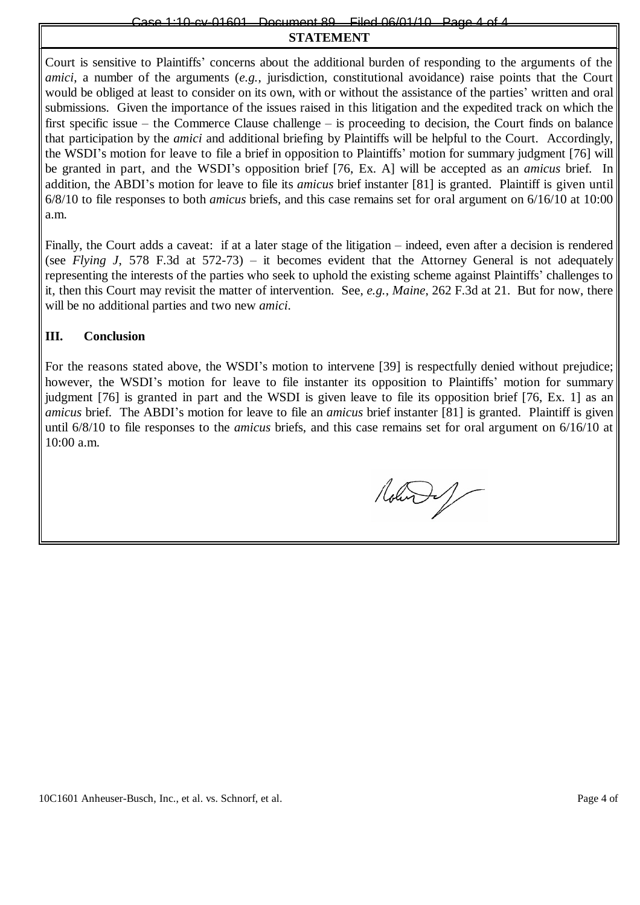**STATEMENT**

Court is sensitive to Plaintiffs' concerns about the additional burden of responding to the arguments of the *amici*, a number of the arguments (*e.g.*, jurisdiction, constitutional avoidance) raise points that the Court would be obliged at least to consider on its own, with or without the assistance of the parties' written and oral submissions. Given the importance of the issues raised in this litigation and the expedited track on which the first specific issue – the Commerce Clause challenge – is proceeding to decision, the Court finds on balance that participation by the *amici* and additional briefing by Plaintiffs will be helpful to the Court. Accordingly, the WSDI's motion for leave to file a brief in opposition to Plaintiffs' motion for summary judgment [76] will be granted in part, and the WSDI's opposition brief [76, Ex. A] will be accepted as an *amicus* brief. In addition, the ABDI's motion for leave to file its *amicus* brief instanter [81] is granted. Plaintiff is given until 6/8/10 to file responses to both *amicus* briefs, and this case remains set for oral argument on 6/16/10 at 10:00 a.m.

Finally, the Court adds a caveat: if at a later stage of the litigation – indeed, even after a decision is rendered (see *Flying J*, 578 F.3d at 572-73) – it becomes evident that the Attorney General is not adequately representing the interests of the parties who seek to uphold the existing scheme against Plaintiffs' challenges to it, then this Court may revisit the matter of intervention. See, *e.g.*, *Maine*, 262 F.3d at 21. But for now, there will be no additional parties and two new *amici*.

## III. Conclusion

For the reasons stated above, the WSDI's motion to intervene [39] is respectfully denied without prejudice; however, the WSDI's motion for leave to file instanter its opposition to Plaintiffs' motion for summary judgment [76] is granted in part and the WSDI is given leave to file its opposition brief [76, Ex. 1] as an *amicus* brief. The ABDI's motion for leave to file an *amicus* brief instanter [81] is granted. Plaintiff is given until 6/8/10 to file responses to the *amicus* briefs, and this case remains set for oral argument on 6/16/10 at 10:00 a.m.

10C1601 Anheuser-Busch, Inc., et al. vs. Schnorf, et al.